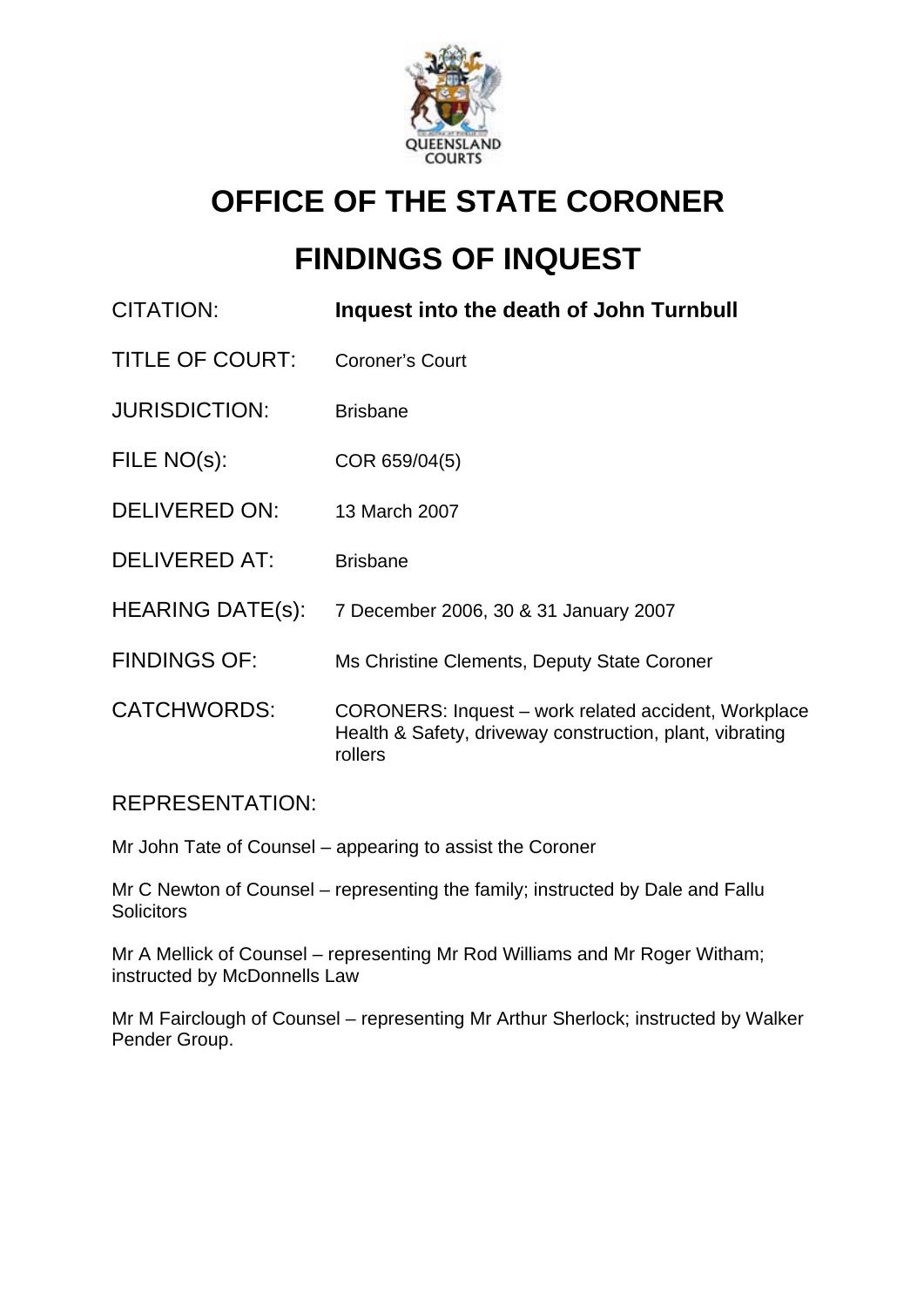# OFFICE OF THE STATE CORONER

# FINDINGS OF INQUEST

| | |
|---|---|
| CITATION: | **Inquest into the death of John Turnbull** |
| TITLE OF COURT: | Coroner's Court |
| JURISDICTION: | Brisbane |
| FILE NO(s): | COR 659/04(5) |
| DELIVERED ON: | 13 March 2007 |
| DELIVERED AT: | Brisbane |
| HEARING DATE(s): | 7 December 2006, 30 & 31 January 2007 |
| FINDINGS OF: | Ms Christine Clements, Deputy State Coroner |
| CATCHWORDS: | CORONERS: Inquest – work related accident, Workplace Health & Safety, driveway construction, plant, vibrating rollers |

REPRESENTATION:

Mr John Tate of Counsel – appearing to assist the Coroner

Mr C Newton of Counsel – representing the family; instructed by Dale and Fallu Solicitors

Mr A Mellick of Counsel – representing Mr Rod Williams and Mr Roger Witham; instructed by McDonnells Law

Mr M Fairclough of Counsel – representing Mr Arthur Sherlock; instructed by Walker Pender Group.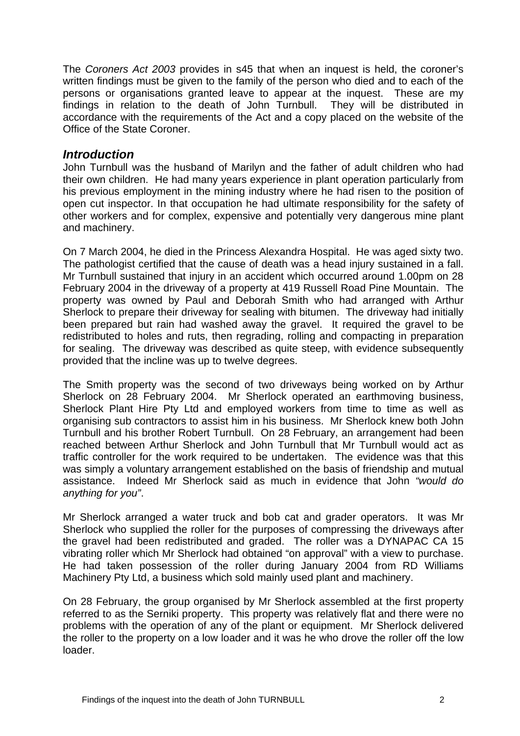The *Coroners Act 2003* provides in s45 that when an inquest is held, the coroner's written findings must be given to the family of the person who died and to each of the persons or organisations granted leave to appear at the inquest. These are my findings in relation to the death of John Turnbull. They will be distributed in accordance with the requirements of the Act and a copy placed on the website of the Office of the State Coroner.

## *Introduction*

John Turnbull was the husband of Marilyn and the father of adult children who had their own children. He had many years experience in plant operation particularly from his previous employment in the mining industry where he had risen to the position of open cut inspector. In that occupation he had ultimate responsibility for the safety of other workers and for complex, expensive and potentially very dangerous mine plant and machinery.

On 7 March 2004, he died in the Princess Alexandra Hospital. He was aged sixty two. The pathologist certified that the cause of death was a head injury sustained in a fall. Mr Turnbull sustained that injury in an accident which occurred around 1.00pm on 28 February 2004 in the driveway of a property at 419 Russell Road Pine Mountain. The property was owned by Paul and Deborah Smith who had arranged with Arthur Sherlock to prepare their driveway for sealing with bitumen. The driveway had initially been prepared but rain had washed away the gravel. It required the gravel to be redistributed to holes and ruts, then regrading, rolling and compacting in preparation for sealing. The driveway was described as quite steep, with evidence subsequently provided that the incline was up to twelve degrees.

The Smith property was the second of two driveways being worked on by Arthur Sherlock on 28 February 2004. Mr Sherlock operated an earthmoving business, Sherlock Plant Hire Pty Ltd and employed workers from time to time as well as organising sub contractors to assist him in his business. Mr Sherlock knew both John Turnbull and his brother Robert Turnbull. On 28 February, an arrangement had been reached between Arthur Sherlock and John Turnbull that Mr Turnbull would act as traffic controller for the work required to be undertaken. The evidence was that this was simply a voluntary arrangement established on the basis of friendship and mutual assistance. Indeed Mr Sherlock said as much in evidence that John *"would do anything for you"*.

Mr Sherlock arranged a water truck and bob cat and grader operators. It was Mr Sherlock who supplied the roller for the purposes of compressing the driveways after the gravel had been redistributed and graded. The roller was a DYNAPAC CA 15 vibrating roller which Mr Sherlock had obtained "on approval" with a view to purchase. He had taken possession of the roller during January 2004 from RD Williams Machinery Pty Ltd, a business which sold mainly used plant and machinery.

On 28 February, the group organised by Mr Sherlock assembled at the first property referred to as the Serniki property. This property was relatively flat and there were no problems with the operation of any of the plant or equipment. Mr Sherlock delivered the roller to the property on a low loader and it was he who drove the roller off the low loader.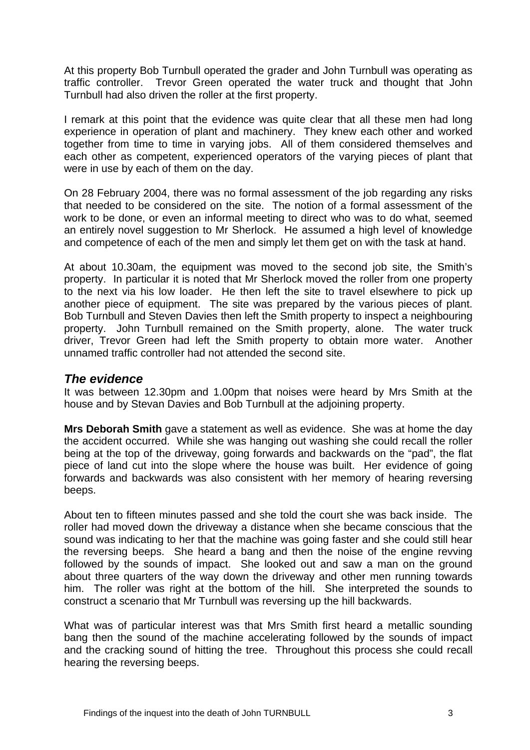At this property Bob Turnbull operated the grader and John Turnbull was operating as traffic controller. Trevor Green operated the water truck and thought that John Turnbull had also driven the roller at the first property.

I remark at this point that the evidence was quite clear that all these men had long experience in operation of plant and machinery. They knew each other and worked together from time to time in varying jobs. All of them considered themselves and each other as competent, experienced operators of the varying pieces of plant that were in use by each of them on the day.

On 28 February 2004, there was no formal assessment of the job regarding any risks that needed to be considered on the site. The notion of a formal assessment of the work to be done, or even an informal meeting to direct who was to do what, seemed an entirely novel suggestion to Mr Sherlock. He assumed a high level of knowledge and competence of each of the men and simply let them get on with the task at hand.

At about 10.30am, the equipment was moved to the second job site, the Smith's property. In particular it is noted that Mr Sherlock moved the roller from one property to the next via his low loader. He then left the site to travel elsewhere to pick up another piece of equipment. The site was prepared by the various pieces of plant. Bob Turnbull and Steven Davies then left the Smith property to inspect a neighbouring property. John Turnbull remained on the Smith property, alone. The water truck driver, Trevor Green had left the Smith property to obtain more water. Another unnamed traffic controller had not attended the second site.

## *The evidence*

It was between 12.30pm and 1.00pm that noises were heard by Mrs Smith at the house and by Stevan Davies and Bob Turnbull at the adjoining property.

**Mrs Deborah Smith** gave a statement as well as evidence. She was at home the day the accident occurred. While she was hanging out washing she could recall the roller being at the top of the driveway, going forwards and backwards on the "pad", the flat piece of land cut into the slope where the house was built. Her evidence of going forwards and backwards was also consistent with her memory of hearing reversing beeps.

About ten to fifteen minutes passed and she told the court she was back inside. The roller had moved down the driveway a distance when she became conscious that the sound was indicating to her that the machine was going faster and she could still hear the reversing beeps. She heard a bang and then the noise of the engine revving followed by the sounds of impact. She looked out and saw a man on the ground about three quarters of the way down the driveway and other men running towards him. The roller was right at the bottom of the hill. She interpreted the sounds to construct a scenario that Mr Turnbull was reversing up the hill backwards.

What was of particular interest was that Mrs Smith first heard a metallic sounding bang then the sound of the machine accelerating followed by the sounds of impact and the cracking sound of hitting the tree. Throughout this process she could recall hearing the reversing beeps.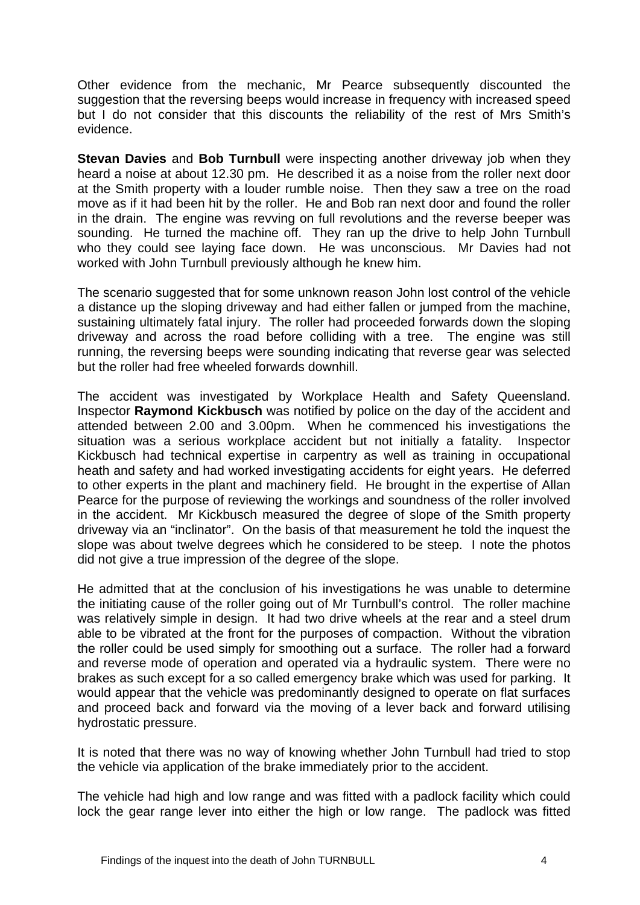Other evidence from the mechanic, Mr Pearce subsequently discounted the suggestion that the reversing beeps would increase in frequency with increased speed but I do not consider that this discounts the reliability of the rest of Mrs Smith's evidence.

**Stevan Davies** and **Bob Turnbull** were inspecting another driveway job when they heard a noise at about 12.30 pm. He described it as a noise from the roller next door at the Smith property with a louder rumble noise. Then they saw a tree on the road move as if it had been hit by the roller. He and Bob ran next door and found the roller in the drain. The engine was revving on full revolutions and the reverse beeper was sounding. He turned the machine off. They ran up the drive to help John Turnbull who they could see laying face down. He was unconscious. Mr Davies had not worked with John Turnbull previously although he knew him.

The scenario suggested that for some unknown reason John lost control of the vehicle a distance up the sloping driveway and had either fallen or jumped from the machine, sustaining ultimately fatal injury. The roller had proceeded forwards down the sloping driveway and across the road before colliding with a tree. The engine was still running, the reversing beeps were sounding indicating that reverse gear was selected but the roller had free wheeled forwards downhill.

The accident was investigated by Workplace Health and Safety Queensland. Inspector **Raymond Kickbusch** was notified by police on the day of the accident and attended between 2.00 and 3.00pm. When he commenced his investigations the situation was a serious workplace accident but not initially a fatality. Inspector Kickbusch had technical expertise in carpentry as well as training in occupational heath and safety and had worked investigating accidents for eight years. He deferred to other experts in the plant and machinery field. He brought in the expertise of Allan Pearce for the purpose of reviewing the workings and soundness of the roller involved in the accident. Mr Kickbusch measured the degree of slope of the Smith property driveway via an "inclinator". On the basis of that measurement he told the inquest the slope was about twelve degrees which he considered to be steep. I note the photos did not give a true impression of the degree of the slope.

He admitted that at the conclusion of his investigations he was unable to determine the initiating cause of the roller going out of Mr Turnbull's control. The roller machine was relatively simple in design. It had two drive wheels at the rear and a steel drum able to be vibrated at the front for the purposes of compaction. Without the vibration the roller could be used simply for smoothing out a surface. The roller had a forward and reverse mode of operation and operated via a hydraulic system. There were no brakes as such except for a so called emergency brake which was used for parking. It would appear that the vehicle was predominantly designed to operate on flat surfaces and proceed back and forward via the moving of a lever back and forward utilising hydrostatic pressure.

It is noted that there was no way of knowing whether John Turnbull had tried to stop the vehicle via application of the brake immediately prior to the accident.

The vehicle had high and low range and was fitted with a padlock facility which could lock the gear range lever into either the high or low range. The padlock was fitted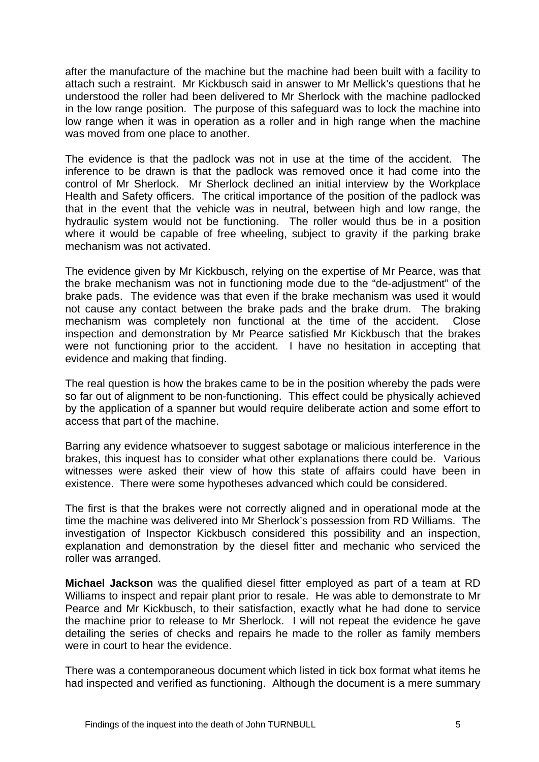after the manufacture of the machine but the machine had been built with a facility to attach such a restraint. Mr Kickbusch said in answer to Mr Mellick's questions that he understood the roller had been delivered to Mr Sherlock with the machine padlocked in the low range position. The purpose of this safeguard was to lock the machine into low range when it was in operation as a roller and in high range when the machine was moved from one place to another.

The evidence is that the padlock was not in use at the time of the accident. The inference to be drawn is that the padlock was removed once it had come into the control of Mr Sherlock. Mr Sherlock declined an initial interview by the Workplace Health and Safety officers. The critical importance of the position of the padlock was that in the event that the vehicle was in neutral, between high and low range, the hydraulic system would not be functioning. The roller would thus be in a position where it would be capable of free wheeling, subject to gravity if the parking brake mechanism was not activated.

The evidence given by Mr Kickbusch, relying on the expertise of Mr Pearce, was that the brake mechanism was not in functioning mode due to the "de-adjustment" of the brake pads. The evidence was that even if the brake mechanism was used it would not cause any contact between the brake pads and the brake drum. The braking mechanism was completely non functional at the time of the accident. Close inspection and demonstration by Mr Pearce satisfied Mr Kickbusch that the brakes were not functioning prior to the accident. I have no hesitation in accepting that evidence and making that finding.

The real question is how the brakes came to be in the position whereby the pads were so far out of alignment to be non-functioning. This effect could be physically achieved by the application of a spanner but would require deliberate action and some effort to access that part of the machine.

Barring any evidence whatsoever to suggest sabotage or malicious interference in the brakes, this inquest has to consider what other explanations there could be. Various witnesses were asked their view of how this state of affairs could have been in existence. There were some hypotheses advanced which could be considered.

The first is that the brakes were not correctly aligned and in operational mode at the time the machine was delivered into Mr Sherlock's possession from RD Williams. The investigation of Inspector Kickbusch considered this possibility and an inspection, explanation and demonstration by the diesel fitter and mechanic who serviced the roller was arranged.

**Michael Jackson** was the qualified diesel fitter employed as part of a team at RD Williams to inspect and repair plant prior to resale. He was able to demonstrate to Mr Pearce and Mr Kickbusch, to their satisfaction, exactly what he had done to service the machine prior to release to Mr Sherlock. I will not repeat the evidence he gave detailing the series of checks and repairs he made to the roller as family members were in court to hear the evidence.

There was a contemporaneous document which listed in tick box format what items he had inspected and verified as functioning. Although the document is a mere summary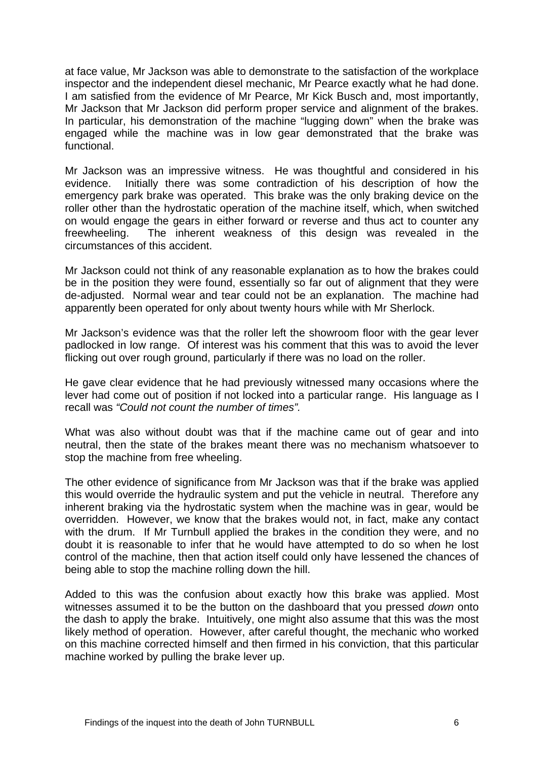at face value, Mr Jackson was able to demonstrate to the satisfaction of the workplace inspector and the independent diesel mechanic, Mr Pearce exactly what he had done. I am satisfied from the evidence of Mr Pearce, Mr Kick Busch and, most importantly, Mr Jackson that Mr Jackson did perform proper service and alignment of the brakes. In particular, his demonstration of the machine "lugging down" when the brake was engaged while the machine was in low gear demonstrated that the brake was functional.

Mr Jackson was an impressive witness. He was thoughtful and considered in his evidence. Initially there was some contradiction of his description of how the emergency park brake was operated. This brake was the only braking device on the roller other than the hydrostatic operation of the machine itself, which, when switched on would engage the gears in either forward or reverse and thus act to counter any freewheeling. The inherent weakness of this design was revealed in the circumstances of this accident.

Mr Jackson could not think of any reasonable explanation as to how the brakes could be in the position they were found, essentially so far out of alignment that they were de-adjusted. Normal wear and tear could not be an explanation. The machine had apparently been operated for only about twenty hours while with Mr Sherlock.

Mr Jackson's evidence was that the roller left the showroom floor with the gear lever padlocked in low range. Of interest was his comment that this was to avoid the lever flicking out over rough ground, particularly if there was no load on the roller.

He gave clear evidence that he had previously witnessed many occasions where the lever had come out of position if not locked into a particular range. His language as I recall was *"Could not count the number of times".*

What was also without doubt was that if the machine came out of gear and into neutral, then the state of the brakes meant there was no mechanism whatsoever to stop the machine from free wheeling.

The other evidence of significance from Mr Jackson was that if the brake was applied this would override the hydraulic system and put the vehicle in neutral. Therefore any inherent braking via the hydrostatic system when the machine was in gear, would be overridden. However, we know that the brakes would not, in fact, make any contact with the drum. If Mr Turnbull applied the brakes in the condition they were, and no doubt it is reasonable to infer that he would have attempted to do so when he lost control of the machine, then that action itself could only have lessened the chances of being able to stop the machine rolling down the hill.

Added to this was the confusion about exactly how this brake was applied. Most witnesses assumed it to be the button on the dashboard that you pressed *down* onto the dash to apply the brake. Intuitively, one might also assume that this was the most likely method of operation. However, after careful thought, the mechanic who worked on this machine corrected himself and then firmed in his conviction, that this particular machine worked by pulling the brake lever up.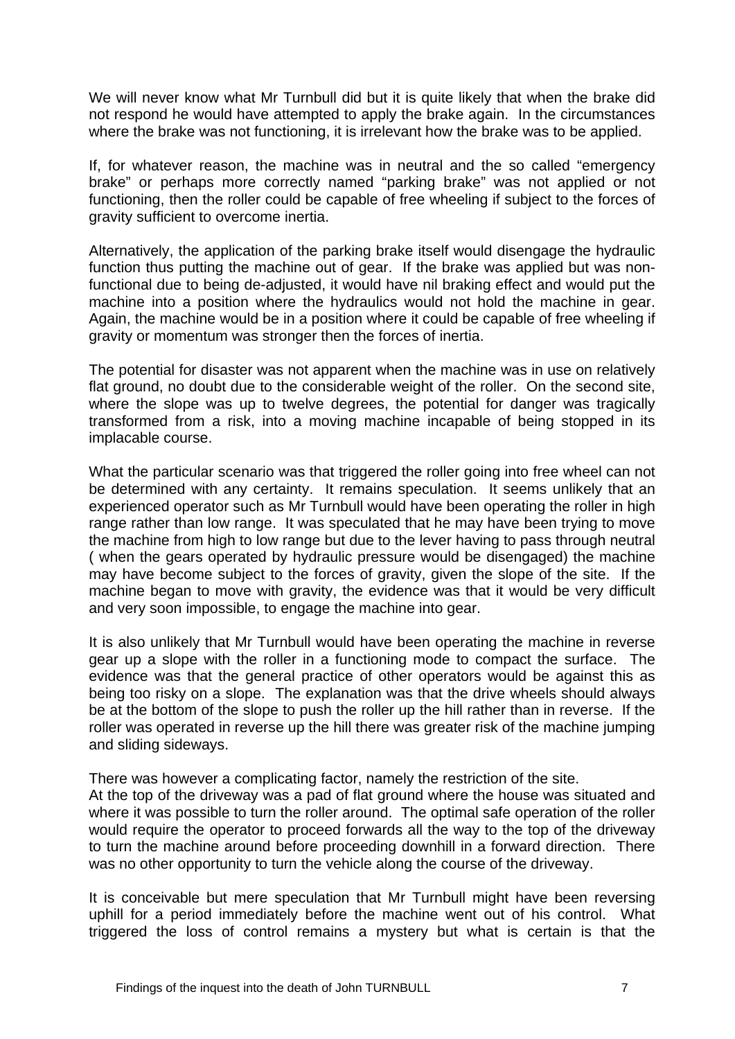We will never know what Mr Turnbull did but it is quite likely that when the brake did not respond he would have attempted to apply the brake again. In the circumstances where the brake was not functioning, it is irrelevant how the brake was to be applied.

If, for whatever reason, the machine was in neutral and the so called "emergency brake" or perhaps more correctly named "parking brake" was not applied or not functioning, then the roller could be capable of free wheeling if subject to the forces of gravity sufficient to overcome inertia.

Alternatively, the application of the parking brake itself would disengage the hydraulic function thus putting the machine out of gear. If the brake was applied but was non-functional due to being de-adjusted, it would have nil braking effect and would put the machine into a position where the hydraulics would not hold the machine in gear. Again, the machine would be in a position where it could be capable of free wheeling if gravity or momentum was stronger then the forces of inertia.

The potential for disaster was not apparent when the machine was in use on relatively flat ground, no doubt due to the considerable weight of the roller. On the second site, where the slope was up to twelve degrees, the potential for danger was tragically transformed from a risk, into a moving machine incapable of being stopped in its implacable course.

What the particular scenario was that triggered the roller going into free wheel can not be determined with any certainty. It remains speculation. It seems unlikely that an experienced operator such as Mr Turnbull would have been operating the roller in high range rather than low range. It was speculated that he may have been trying to move the machine from high to low range but due to the lever having to pass through neutral ( when the gears operated by hydraulic pressure would be disengaged) the machine may have become subject to the forces of gravity, given the slope of the site. If the machine began to move with gravity, the evidence was that it would be very difficult and very soon impossible, to engage the machine into gear.

It is also unlikely that Mr Turnbull would have been operating the machine in reverse gear up a slope with the roller in a functioning mode to compact the surface. The evidence was that the general practice of other operators would be against this as being too risky on a slope. The explanation was that the drive wheels should always be at the bottom of the slope to push the roller up the hill rather than in reverse. If the roller was operated in reverse up the hill there was greater risk of the machine jumping and sliding sideways.

There was however a complicating factor, namely the restriction of the site.
At the top of the driveway was a pad of flat ground where the house was situated and where it was possible to turn the roller around. The optimal safe operation of the roller would require the operator to proceed forwards all the way to the top of the driveway to turn the machine around before proceeding downhill in a forward direction. There was no other opportunity to turn the vehicle along the course of the driveway.

It is conceivable but mere speculation that Mr Turnbull might have been reversing uphill for a period immediately before the machine went out of his control. What triggered the loss of control remains a mystery but what is certain is that the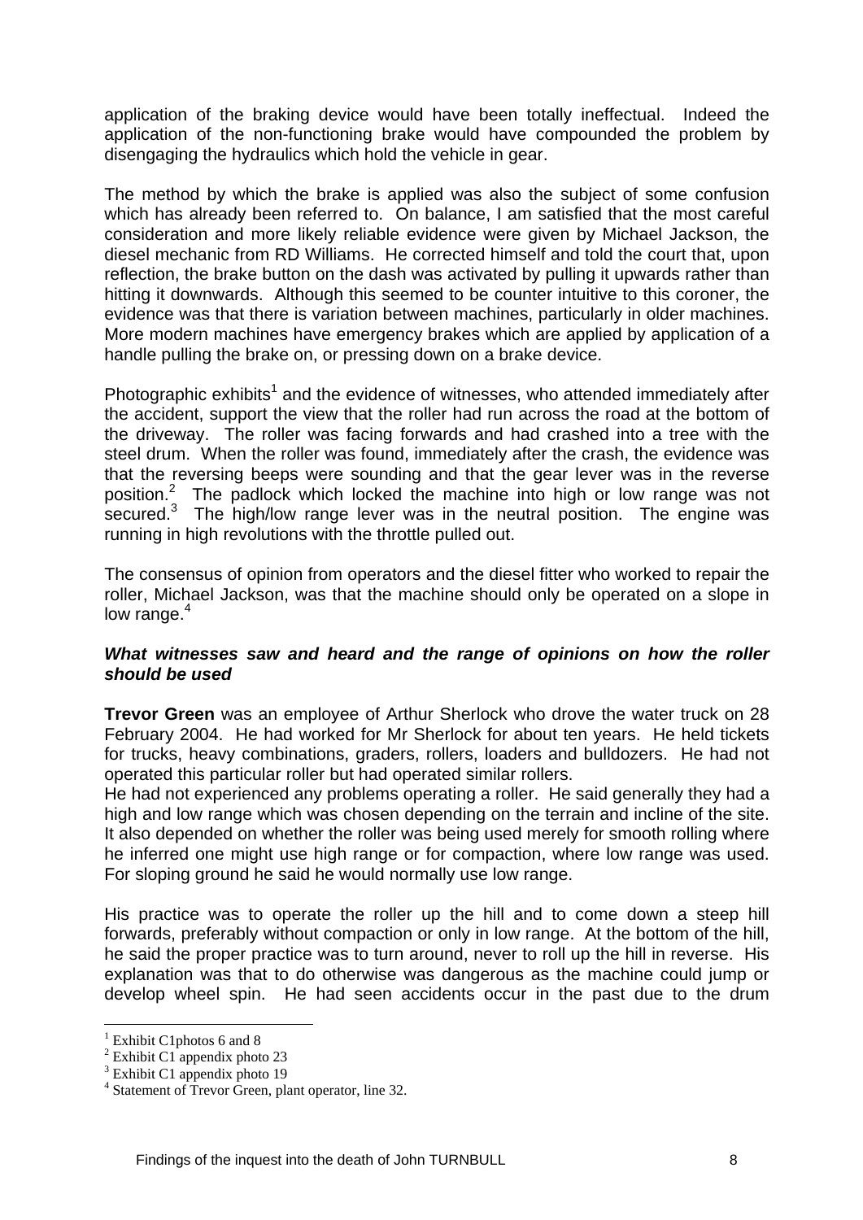application of the braking device would have been totally ineffectual. Indeed the application of the non-functioning brake would have compounded the problem by disengaging the hydraulics which hold the vehicle in gear.

The method by which the brake is applied was also the subject of some confusion which has already been referred to. On balance, I am satisfied that the most careful consideration and more likely reliable evidence were given by Michael Jackson, the diesel mechanic from RD Williams. He corrected himself and told the court that, upon reflection, the brake button on the dash was activated by pulling it upwards rather than hitting it downwards. Although this seemed to be counter intuitive to this coroner, the evidence was that there is variation between machines, particularly in older machines. More modern machines have emergency brakes which are applied by application of a handle pulling the brake on, or pressing down on a brake device.

Photographic exhibits[1] and the evidence of witnesses, who attended immediately after the accident, support the view that the roller had run across the road at the bottom of the driveway. The roller was facing forwards and had crashed into a tree with the steel drum. When the roller was found, immediately after the crash, the evidence was that the reversing beeps were sounding and that the gear lever was in the reverse position.[2] The padlock which locked the machine into high or low range was not secured.[3] The high/low range lever was in the neutral position. The engine was running in high revolutions with the throttle pulled out.

The consensus of opinion from operators and the diesel fitter who worked to repair the roller, Michael Jackson, was that the machine should only be operated on a slope in low range.[4]

### *What witnesses saw and heard and the range of opinions on how the roller should be used*

**Trevor Green** was an employee of Arthur Sherlock who drove the water truck on 28 February 2004. He had worked for Mr Sherlock for about ten years. He held tickets for trucks, heavy combinations, graders, rollers, loaders and bulldozers. He had not operated this particular roller but had operated similar rollers.
He had not experienced any problems operating a roller. He said generally they had a high and low range which was chosen depending on the terrain and incline of the site. It also depended on whether the roller was being used merely for smooth rolling where he inferred one might use high range or for compaction, where low range was used. For sloping ground he said he would normally use low range.

His practice was to operate the roller up the hill and to come down a steep hill forwards, preferably without compaction or only in low range. At the bottom of the hill, he said the proper practice was to turn around, never to roll up the hill in reverse. His explanation was that to do otherwise was dangerous as the machine could jump or develop wheel spin. He had seen accidents occur in the past due to the drum

---

[1] Exhibit C1photos 6 and 8
[2] Exhibit C1 appendix photo 23
[3] Exhibit C1 appendix photo 19
[4] Statement of Trevor Green, plant operator, line 32.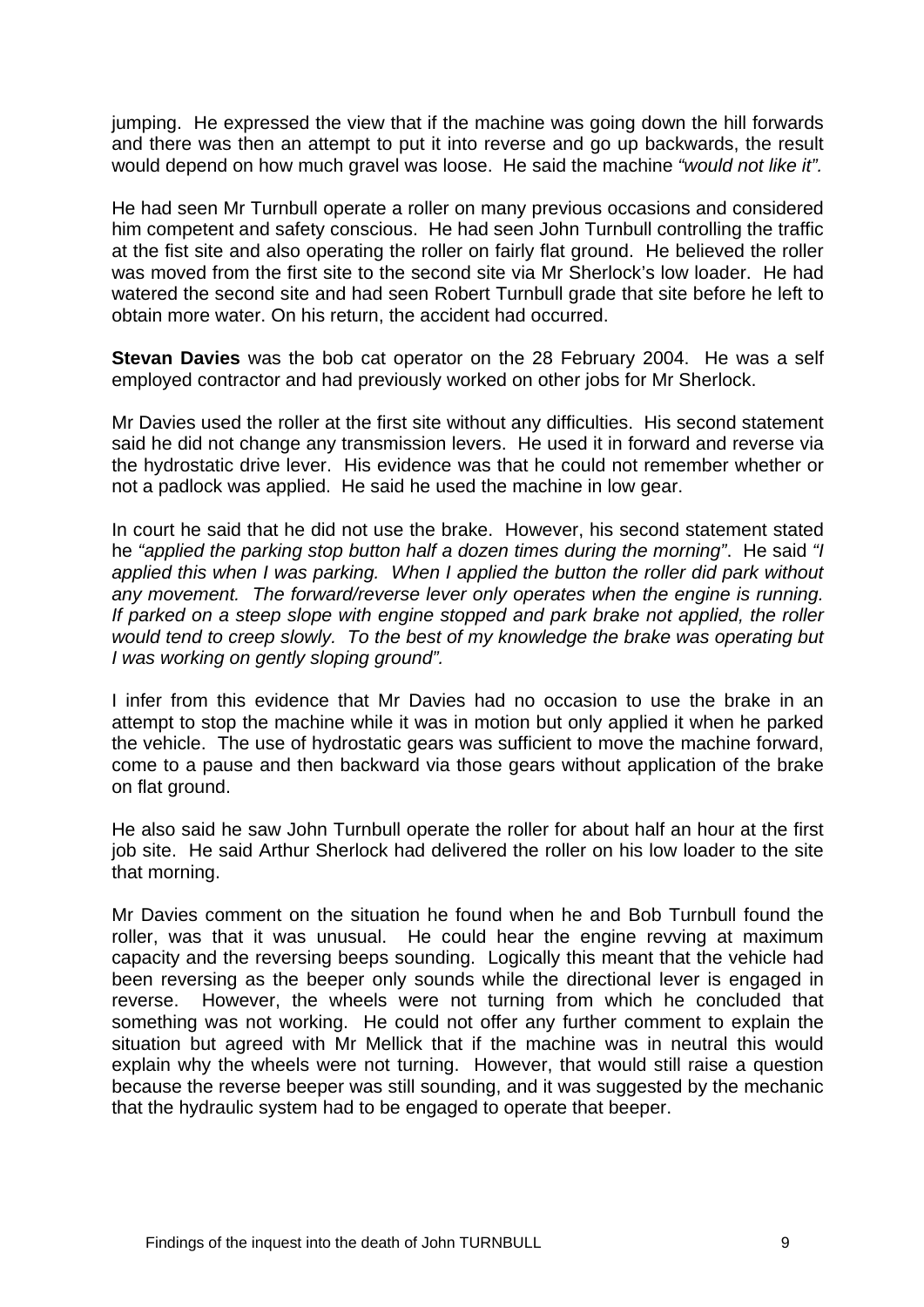jumping. He expressed the view that if the machine was going down the hill forwards and there was then an attempt to put it into reverse and go up backwards, the result would depend on how much gravel was loose. He said the machine *"would not like it".*

He had seen Mr Turnbull operate a roller on many previous occasions and considered him competent and safety conscious. He had seen John Turnbull controlling the traffic at the fist site and also operating the roller on fairly flat ground. He believed the roller was moved from the first site to the second site via Mr Sherlock's low loader. He had watered the second site and had seen Robert Turnbull grade that site before he left to obtain more water. On his return, the accident had occurred.

**Stevan Davies** was the bob cat operator on the 28 February 2004. He was a self employed contractor and had previously worked on other jobs for Mr Sherlock.

Mr Davies used the roller at the first site without any difficulties. His second statement said he did not change any transmission levers. He used it in forward and reverse via the hydrostatic drive lever. His evidence was that he could not remember whether or not a padlock was applied. He said he used the machine in low gear.

In court he said that he did not use the brake. However, his second statement stated he *"applied the parking stop button half a dozen times during the morning"*. He said *"I applied this when I was parking. When I applied the button the roller did park without any movement. The forward/reverse lever only operates when the engine is running. If parked on a steep slope with engine stopped and park brake not applied, the roller would tend to creep slowly. To the best of my knowledge the brake was operating but I was working on gently sloping ground".*

I infer from this evidence that Mr Davies had no occasion to use the brake in an attempt to stop the machine while it was in motion but only applied it when he parked the vehicle. The use of hydrostatic gears was sufficient to move the machine forward, come to a pause and then backward via those gears without application of the brake on flat ground.

He also said he saw John Turnbull operate the roller for about half an hour at the first job site. He said Arthur Sherlock had delivered the roller on his low loader to the site that morning.

Mr Davies comment on the situation he found when he and Bob Turnbull found the roller, was that it was unusual. He could hear the engine revving at maximum capacity and the reversing beeps sounding. Logically this meant that the vehicle had been reversing as the beeper only sounds while the directional lever is engaged in reverse. However, the wheels were not turning from which he concluded that something was not working. He could not offer any further comment to explain the situation but agreed with Mr Mellick that if the machine was in neutral this would explain why the wheels were not turning. However, that would still raise a question because the reverse beeper was still sounding, and it was suggested by the mechanic that the hydraulic system had to be engaged to operate that beeper.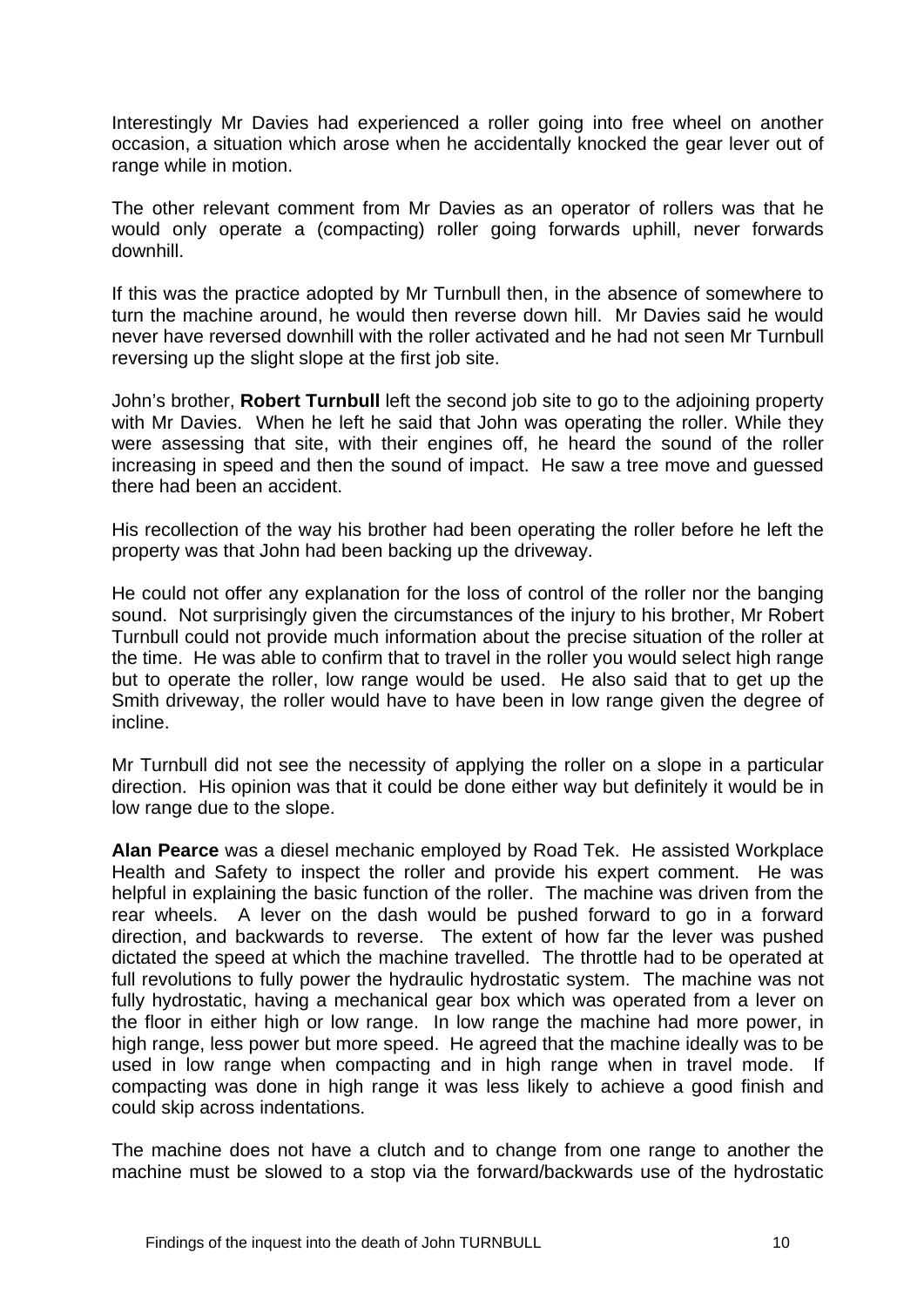Interestingly Mr Davies had experienced a roller going into free wheel on another occasion, a situation which arose when he accidentally knocked the gear lever out of range while in motion.

The other relevant comment from Mr Davies as an operator of rollers was that he would only operate a (compacting) roller going forwards uphill, never forwards downhill.

If this was the practice adopted by Mr Turnbull then, in the absence of somewhere to turn the machine around, he would then reverse down hill. Mr Davies said he would never have reversed downhill with the roller activated and he had not seen Mr Turnbull reversing up the slight slope at the first job site.

John's brother, **Robert Turnbull** left the second job site to go to the adjoining property with Mr Davies. When he left he said that John was operating the roller. While they were assessing that site, with their engines off, he heard the sound of the roller increasing in speed and then the sound of impact. He saw a tree move and guessed there had been an accident.

His recollection of the way his brother had been operating the roller before he left the property was that John had been backing up the driveway.

He could not offer any explanation for the loss of control of the roller nor the banging sound. Not surprisingly given the circumstances of the injury to his brother, Mr Robert Turnbull could not provide much information about the precise situation of the roller at the time. He was able to confirm that to travel in the roller you would select high range but to operate the roller, low range would be used. He also said that to get up the Smith driveway, the roller would have to have been in low range given the degree of incline.

Mr Turnbull did not see the necessity of applying the roller on a slope in a particular direction. His opinion was that it could be done either way but definitely it would be in low range due to the slope.

**Alan Pearce** was a diesel mechanic employed by Road Tek. He assisted Workplace Health and Safety to inspect the roller and provide his expert comment. He was helpful in explaining the basic function of the roller. The machine was driven from the rear wheels. A lever on the dash would be pushed forward to go in a forward direction, and backwards to reverse. The extent of how far the lever was pushed dictated the speed at which the machine travelled. The throttle had to be operated at full revolutions to fully power the hydraulic hydrostatic system. The machine was not fully hydrostatic, having a mechanical gear box which was operated from a lever on the floor in either high or low range. In low range the machine had more power, in high range, less power but more speed. He agreed that the machine ideally was to be used in low range when compacting and in high range when in travel mode. If compacting was done in high range it was less likely to achieve a good finish and could skip across indentations.

The machine does not have a clutch and to change from one range to another the machine must be slowed to a stop via the forward/backwards use of the hydrostatic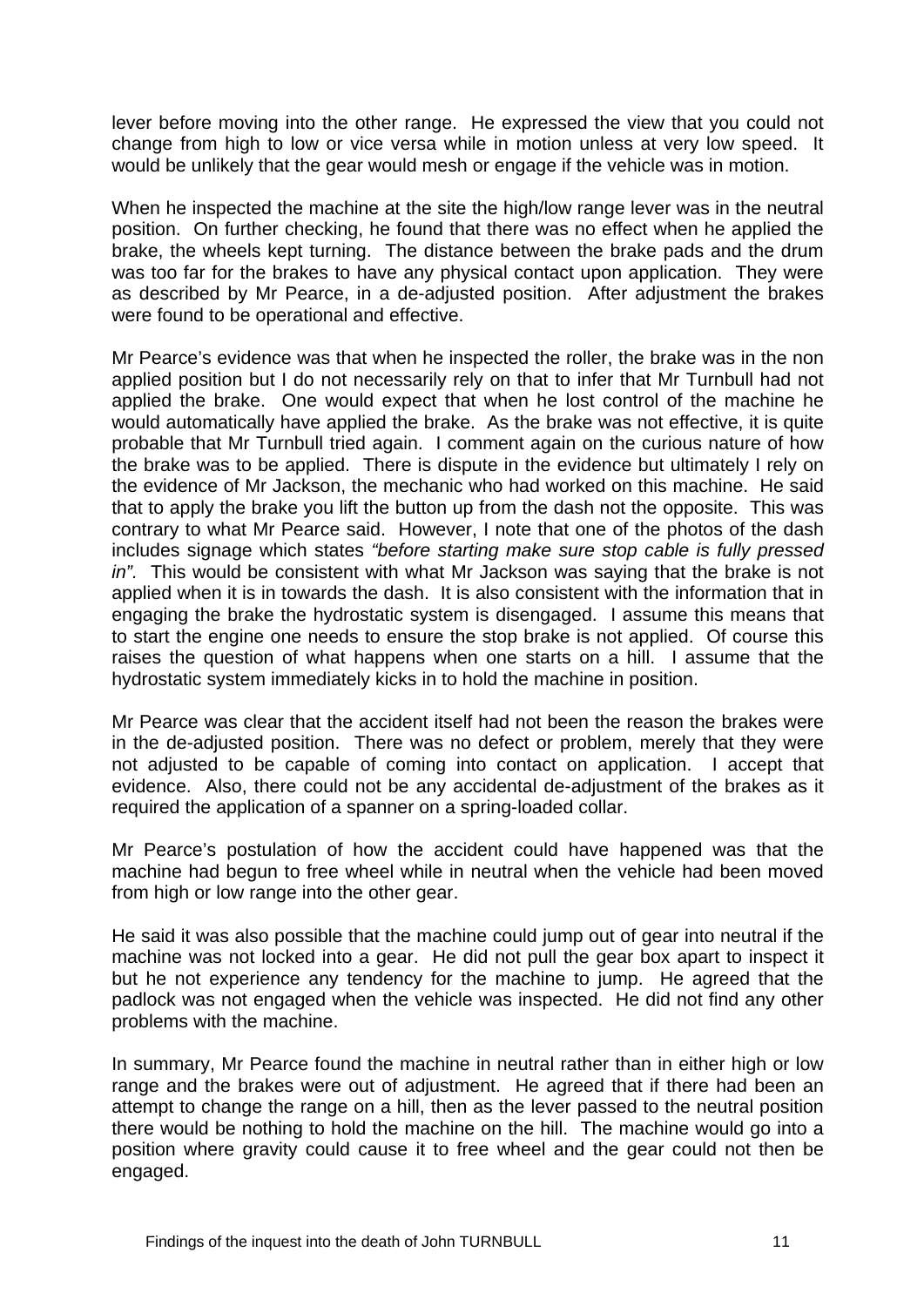lever before moving into the other range. He expressed the view that you could not change from high to low or vice versa while in motion unless at very low speed. It would be unlikely that the gear would mesh or engage if the vehicle was in motion.

When he inspected the machine at the site the high/low range lever was in the neutral position. On further checking, he found that there was no effect when he applied the brake, the wheels kept turning. The distance between the brake pads and the drum was too far for the brakes to have any physical contact upon application. They were as described by Mr Pearce, in a de-adjusted position. After adjustment the brakes were found to be operational and effective.

Mr Pearce's evidence was that when he inspected the roller, the brake was in the non applied position but I do not necessarily rely on that to infer that Mr Turnbull had not applied the brake. One would expect that when he lost control of the machine he would automatically have applied the brake. As the brake was not effective, it is quite probable that Mr Turnbull tried again. I comment again on the curious nature of how the brake was to be applied. There is dispute in the evidence but ultimately I rely on the evidence of Mr Jackson, the mechanic who had worked on this machine. He said that to apply the brake you lift the button up from the dash not the opposite. This was contrary to what Mr Pearce said. However, I note that one of the photos of the dash includes signage which states *"before starting make sure stop cable is fully pressed in".* This would be consistent with what Mr Jackson was saying that the brake is not applied when it is in towards the dash. It is also consistent with the information that in engaging the brake the hydrostatic system is disengaged. I assume this means that to start the engine one needs to ensure the stop brake is not applied. Of course this raises the question of what happens when one starts on a hill. I assume that the hydrostatic system immediately kicks in to hold the machine in position.

Mr Pearce was clear that the accident itself had not been the reason the brakes were in the de-adjusted position. There was no defect or problem, merely that they were not adjusted to be capable of coming into contact on application. I accept that evidence. Also, there could not be any accidental de-adjustment of the brakes as it required the application of a spanner on a spring-loaded collar.

Mr Pearce's postulation of how the accident could have happened was that the machine had begun to free wheel while in neutral when the vehicle had been moved from high or low range into the other gear.

He said it was also possible that the machine could jump out of gear into neutral if the machine was not locked into a gear. He did not pull the gear box apart to inspect it but he not experience any tendency for the machine to jump. He agreed that the padlock was not engaged when the vehicle was inspected. He did not find any other problems with the machine.

In summary, Mr Pearce found the machine in neutral rather than in either high or low range and the brakes were out of adjustment. He agreed that if there had been an attempt to change the range on a hill, then as the lever passed to the neutral position there would be nothing to hold the machine on the hill. The machine would go into a position where gravity could cause it to free wheel and the gear could not then be engaged.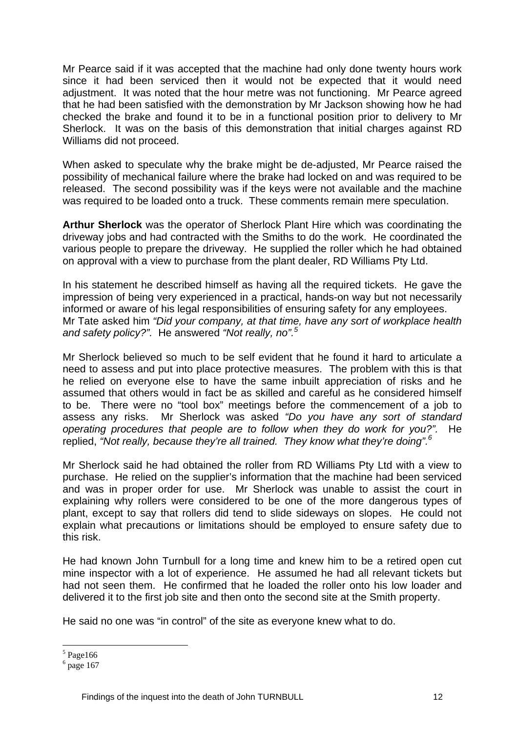Mr Pearce said if it was accepted that the machine had only done twenty hours work since it had been serviced then it would not be expected that it would need adjustment. It was noted that the hour metre was not functioning. Mr Pearce agreed that he had been satisfied with the demonstration by Mr Jackson showing how he had checked the brake and found it to be in a functional position prior to delivery to Mr Sherlock. It was on the basis of this demonstration that initial charges against RD Williams did not proceed.

When asked to speculate why the brake might be de-adjusted, Mr Pearce raised the possibility of mechanical failure where the brake had locked on and was required to be released. The second possibility was if the keys were not available and the machine was required to be loaded onto a truck. These comments remain mere speculation.

**Arthur Sherlock** was the operator of Sherlock Plant Hire which was coordinating the driveway jobs and had contracted with the Smiths to do the work. He coordinated the various people to prepare the driveway. He supplied the roller which he had obtained on approval with a view to purchase from the plant dealer, RD Williams Pty Ltd.

In his statement he described himself as having all the required tickets. He gave the impression of being very experienced in a practical, hands-on way but not necessarily informed or aware of his legal responsibilities of ensuring safety for any employees. Mr Tate asked him *"Did your company, at that time, have any sort of workplace health and safety policy?".* He answered *"Not really, no".*[5]

Mr Sherlock believed so much to be self evident that he found it hard to articulate a need to assess and put into place protective measures. The problem with this is that he relied on everyone else to have the same inbuilt appreciation of risks and he assumed that others would in fact be as skilled and careful as he considered himself to be. There were no "tool box" meetings before the commencement of a job to assess any risks. Mr Sherlock was asked *"Do you have any sort of standard operating procedures that people are to follow when they do work for you?".* He replied, *"Not really, because they're all trained. They know what they're doing".*[6]

Mr Sherlock said he had obtained the roller from RD Williams Pty Ltd with a view to purchase. He relied on the supplier's information that the machine had been serviced and was in proper order for use. Mr Sherlock was unable to assist the court in explaining why rollers were considered to be one of the more dangerous types of plant, except to say that rollers did tend to slide sideways on slopes. He could not explain what precautions or limitations should be employed to ensure safety due to this risk.

He had known John Turnbull for a long time and knew him to be a retired open cut mine inspector with a lot of experience. He assumed he had all relevant tickets but had not seen them. He confirmed that he loaded the roller onto his low loader and delivered it to the first job site and then onto the second site at the Smith property.

He said no one was "in control" of the site as everyone knew what to do.

---

[5] Page166

[6] page 167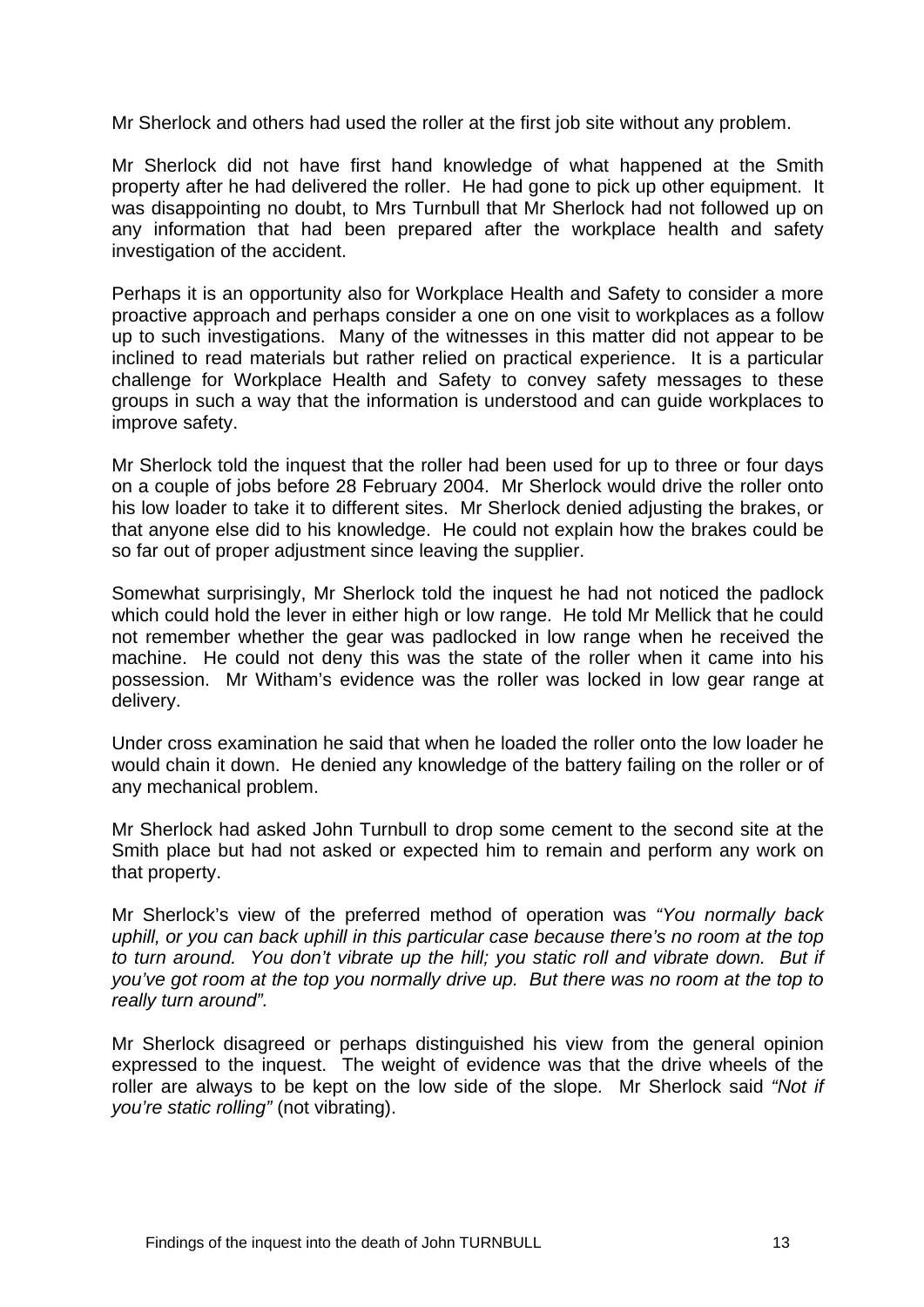Mr Sherlock and others had used the roller at the first job site without any problem.

Mr Sherlock did not have first hand knowledge of what happened at the Smith property after he had delivered the roller. He had gone to pick up other equipment. It was disappointing no doubt, to Mrs Turnbull that Mr Sherlock had not followed up on any information that had been prepared after the workplace health and safety investigation of the accident.

Perhaps it is an opportunity also for Workplace Health and Safety to consider a more proactive approach and perhaps consider a one on one visit to workplaces as a follow up to such investigations. Many of the witnesses in this matter did not appear to be inclined to read materials but rather relied on practical experience. It is a particular challenge for Workplace Health and Safety to convey safety messages to these groups in such a way that the information is understood and can guide workplaces to improve safety.

Mr Sherlock told the inquest that the roller had been used for up to three or four days on a couple of jobs before 28 February 2004. Mr Sherlock would drive the roller onto his low loader to take it to different sites. Mr Sherlock denied adjusting the brakes, or that anyone else did to his knowledge. He could not explain how the brakes could be so far out of proper adjustment since leaving the supplier.

Somewhat surprisingly, Mr Sherlock told the inquest he had not noticed the padlock which could hold the lever in either high or low range. He told Mr Mellick that he could not remember whether the gear was padlocked in low range when he received the machine. He could not deny this was the state of the roller when it came into his possession. Mr Witham's evidence was the roller was locked in low gear range at delivery.

Under cross examination he said that when he loaded the roller onto the low loader he would chain it down. He denied any knowledge of the battery failing on the roller or of any mechanical problem.

Mr Sherlock had asked John Turnbull to drop some cement to the second site at the Smith place but had not asked or expected him to remain and perform any work on that property.

Mr Sherlock's view of the preferred method of operation was *"You normally back uphill, or you can back uphill in this particular case because there's no room at the top to turn around. You don't vibrate up the hill; you static roll and vibrate down. But if you've got room at the top you normally drive up. But there was no room at the top to really turn around".*

Mr Sherlock disagreed or perhaps distinguished his view from the general opinion expressed to the inquest. The weight of evidence was that the drive wheels of the roller are always to be kept on the low side of the slope. Mr Sherlock said *"Not if you're static rolling"* (not vibrating).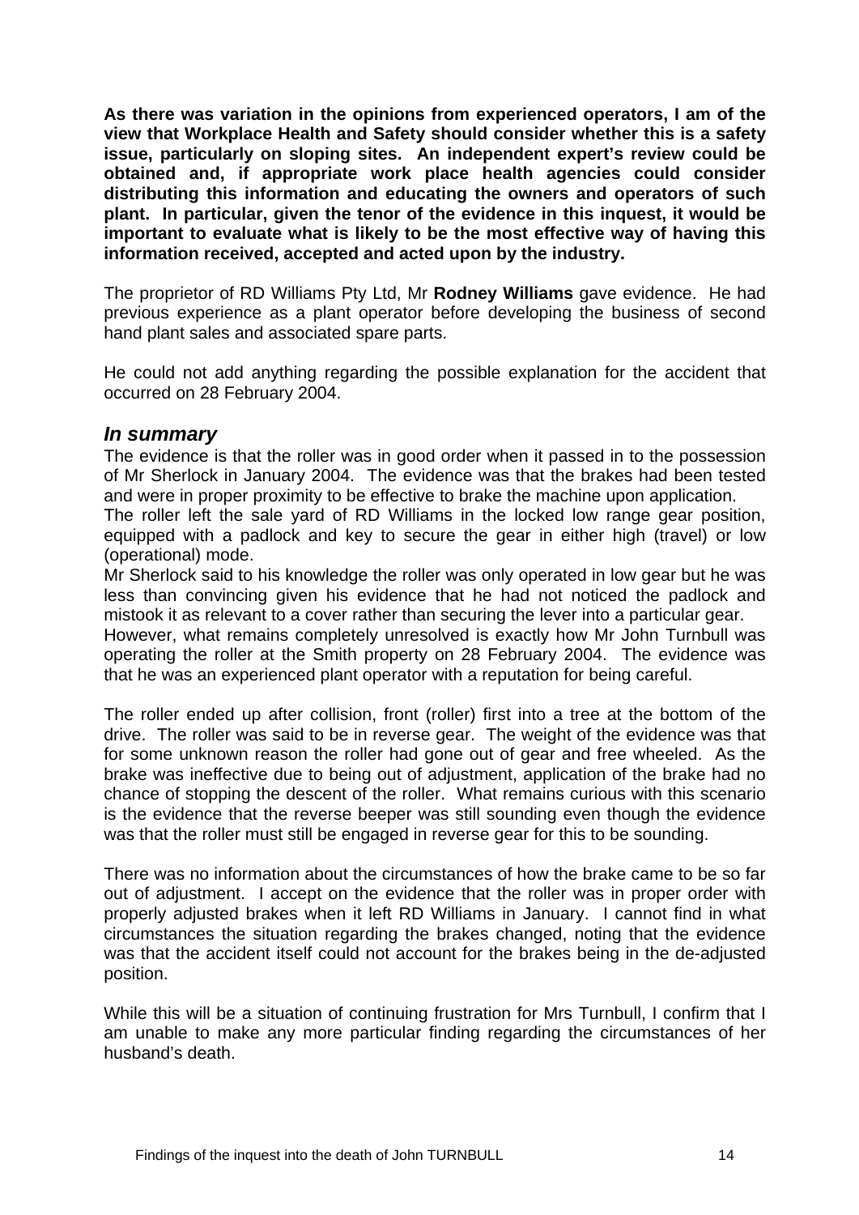**As there was variation in the opinions from experienced operators, I am of the view that Workplace Health and Safety should consider whether this is a safety issue, particularly on sloping sites. An independent expert's review could be obtained and, if appropriate work place health agencies could consider distributing this information and educating the owners and operators of such plant. In particular, given the tenor of the evidence in this inquest, it would be important to evaluate what is likely to be the most effective way of having this information received, accepted and acted upon by the industry.**

The proprietor of RD Williams Pty Ltd, Mr **Rodney Williams** gave evidence. He had previous experience as a plant operator before developing the business of second hand plant sales and associated spare parts.

He could not add anything regarding the possible explanation for the accident that occurred on 28 February 2004.

## *In summary*

The evidence is that the roller was in good order when it passed in to the possession of Mr Sherlock in January 2004. The evidence was that the brakes had been tested and were in proper proximity to be effective to brake the machine upon application.

The roller left the sale yard of RD Williams in the locked low range gear position, equipped with a padlock and key to secure the gear in either high (travel) or low (operational) mode.

Mr Sherlock said to his knowledge the roller was only operated in low gear but he was less than convincing given his evidence that he had not noticed the padlock and mistook it as relevant to a cover rather than securing the lever into a particular gear.

However, what remains completely unresolved is exactly how Mr John Turnbull was operating the roller at the Smith property on 28 February 2004. The evidence was that he was an experienced plant operator with a reputation for being careful.

The roller ended up after collision, front (roller) first into a tree at the bottom of the drive. The roller was said to be in reverse gear. The weight of the evidence was that for some unknown reason the roller had gone out of gear and free wheeled. As the brake was ineffective due to being out of adjustment, application of the brake had no chance of stopping the descent of the roller. What remains curious with this scenario is the evidence that the reverse beeper was still sounding even though the evidence was that the roller must still be engaged in reverse gear for this to be sounding.

There was no information about the circumstances of how the brake came to be so far out of adjustment. I accept on the evidence that the roller was in proper order with properly adjusted brakes when it left RD Williams in January. I cannot find in what circumstances the situation regarding the brakes changed, noting that the evidence was that the accident itself could not account for the brakes being in the de-adjusted position.

While this will be a situation of continuing frustration for Mrs Turnbull, I confirm that I am unable to make any more particular finding regarding the circumstances of her husband's death.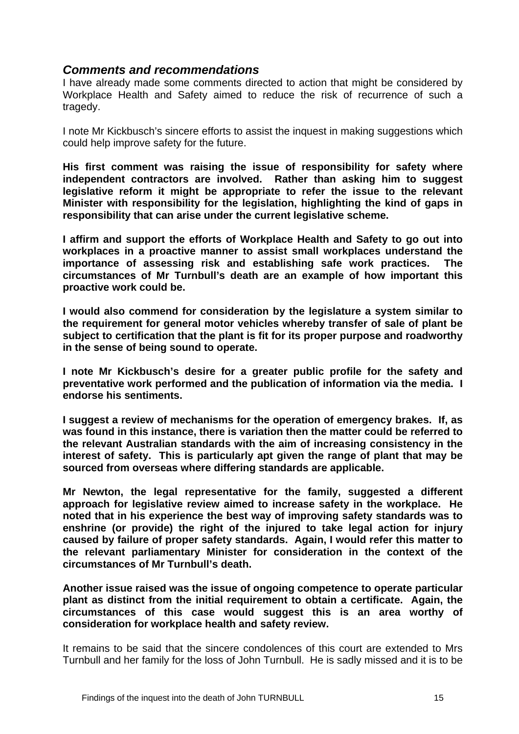### *Comments and recommendations*

I have already made some comments directed to action that might be considered by Workplace Health and Safety aimed to reduce the risk of recurrence of such a tragedy.

I note Mr Kickbusch's sincere efforts to assist the inquest in making suggestions which could help improve safety for the future.

**His first comment was raising the issue of responsibility for safety where independent contractors are involved. Rather than asking him to suggest legislative reform it might be appropriate to refer the issue to the relevant Minister with responsibility for the legislation, highlighting the kind of gaps in responsibility that can arise under the current legislative scheme.**

**I affirm and support the efforts of Workplace Health and Safety to go out into workplaces in a proactive manner to assist small workplaces understand the importance of assessing risk and establishing safe work practices. The circumstances of Mr Turnbull's death are an example of how important this proactive work could be.**

**I would also commend for consideration by the legislature a system similar to the requirement for general motor vehicles whereby transfer of sale of plant be subject to certification that the plant is fit for its proper purpose and roadworthy in the sense of being sound to operate.**

**I note Mr Kickbusch's desire for a greater public profile for the safety and preventative work performed and the publication of information via the media. I endorse his sentiments.**

**I suggest a review of mechanisms for the operation of emergency brakes. If, as was found in this instance, there is variation then the matter could be referred to the relevant Australian standards with the aim of increasing consistency in the interest of safety. This is particularly apt given the range of plant that may be sourced from overseas where differing standards are applicable.**

**Mr Newton, the legal representative for the family, suggested a different approach for legislative review aimed to increase safety in the workplace. He noted that in his experience the best way of improving safety standards was to enshrine (or provide) the right of the injured to take legal action for injury caused by failure of proper safety standards. Again, I would refer this matter to the relevant parliamentary Minister for consideration in the context of the circumstances of Mr Turnbull's death.**

**Another issue raised was the issue of ongoing competence to operate particular plant as distinct from the initial requirement to obtain a certificate. Again, the circumstances of this case would suggest this is an area worthy of consideration for workplace health and safety review.**

It remains to be said that the sincere condolences of this court are extended to Mrs Turnbull and her family for the loss of John Turnbull. He is sadly missed and it is to be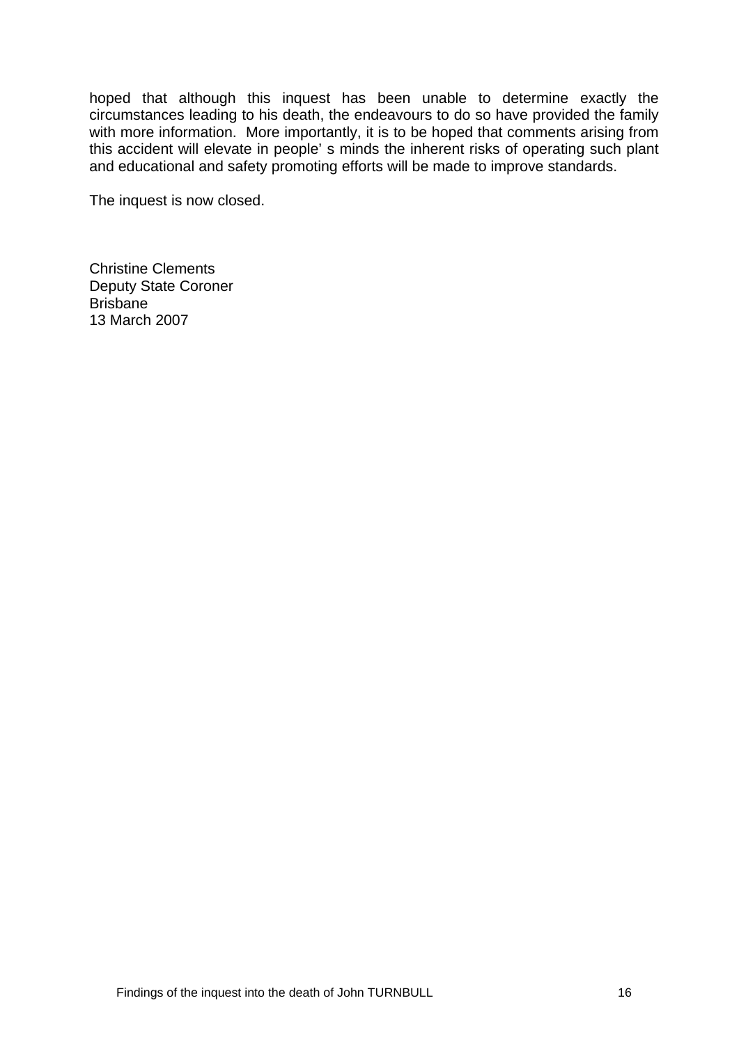hoped that although this inquest has been unable to determine exactly the circumstances leading to his death, the endeavours to do so have provided the family with more information. More importantly, it is to be hoped that comments arising from this accident will elevate in people' s minds the inherent risks of operating such plant and educational and safety promoting efforts will be made to improve standards.

The inquest is now closed.

Christine Clements
Deputy State Coroner
Brisbane
13 March 2007